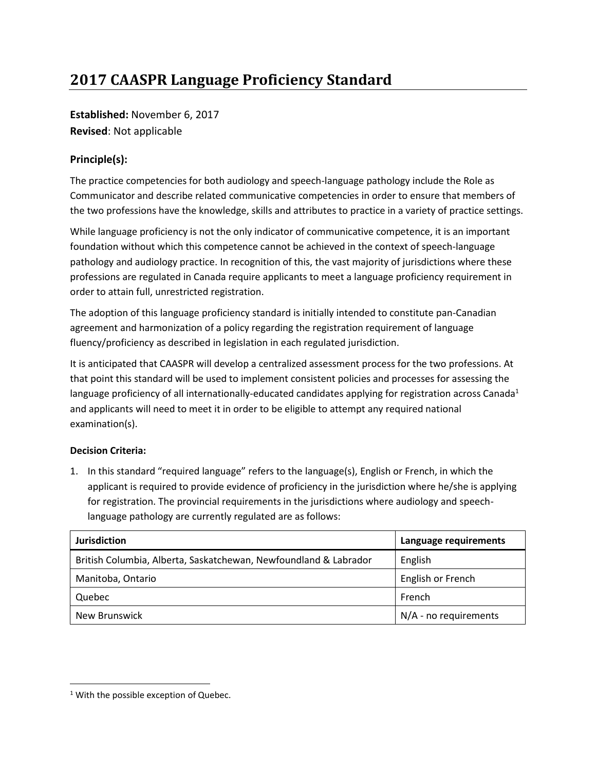# 2017 CAASPR Language Proficiency Standard

**Established:** November 6, 2017
**Revised**: Not applicable

### Principle(s):

The practice competencies for both audiology and speech-language pathology include the Role as Communicator and describe related communicative competencies in order to ensure that members of the two professions have the knowledge, skills and attributes to practice in a variety of practice settings.

While language proficiency is not the only indicator of communicative competence, it is an important foundation without which this competence cannot be achieved in the context of speech-language pathology and audiology practice. In recognition of this, the vast majority of jurisdictions where these professions are regulated in Canada require applicants to meet a language proficiency requirement in order to attain full, unrestricted registration.

The adoption of this language proficiency standard is initially intended to constitute pan-Canadian agreement and harmonization of a policy regarding the registration requirement of language fluency/proficiency as described in legislation in each regulated jurisdiction.

It is anticipated that CAASPR will develop a centralized assessment process for the two professions. At that point this standard will be used to implement consistent policies and processes for assessing the language proficiency of all internationally-educated candidates applying for registration across Canada[1] and applicants will need to meet it in order to be eligible to attempt any required national examination(s).

**Decision Criteria:**

1. In this standard "required language" refers to the language(s), English or French, in which the applicant is required to provide evidence of proficiency in the jurisdiction where he/she is applying for registration. The provincial requirements in the jurisdictions where audiology and speech-language pathology are currently regulated are as follows:

| Jurisdiction | Language requirements |
|---|---|
| British Columbia, Alberta, Saskatchewan, Newfoundland & Labrador | English |
| Manitoba, Ontario | English or French |
| Quebec | French |
| New Brunswick | N/A - no requirements |

[1] With the possible exception of Quebec.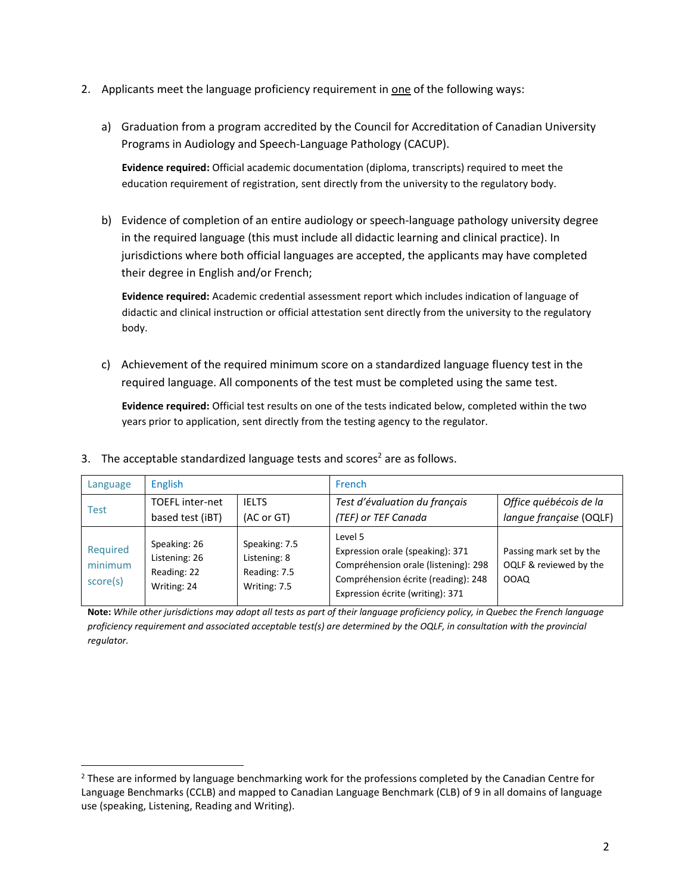2. Applicants meet the language proficiency requirement in <u>one</u> of the following ways:

   a) Graduation from a program accredited by the Council for Accreditation of Canadian University Programs in Audiology and Speech-Language Pathology (CACUP).

      **Evidence required:** Official academic documentation (diploma, transcripts) required to meet the education requirement of registration, sent directly from the university to the regulatory body.

   b) Evidence of completion of an entire audiology or speech-language pathology university degree in the required language (this must include all didactic learning and clinical practice). In jurisdictions where both official languages are accepted, the applicants may have completed their degree in English and/or French;

      **Evidence required:** Academic credential assessment report which includes indication of language of didactic and clinical instruction or official attestation sent directly from the university to the regulatory body.

   c) Achievement of the required minimum score on a standardized language fluency test in the required language. All components of the test must be completed using the same test.

      **Evidence required:** Official test results on one of the tests indicated below, completed within the two years prior to application, sent directly from the testing agency to the regulator.

3. The acceptable standardized language tests and scores[2] are as follows.

| Language | English | | French | |
|---|---|---|---|---|
| Test | TOEFL inter-net based test (iBT) | IELTS (AC or GT) | *Test d'évaluation du français (TEF) or TEF Canada* | *Office québécois de la langue française* (OQLF) |
| Required minimum score(s) | Speaking: 26<br>Listening: 26<br>Reading: 22<br>Writing: 24 | Speaking: 7.5<br>Listening: 8<br>Reading: 7.5<br>Writing: 7.5 | Level 5<br>Expression orale (speaking): 371<br>Compréhension orale (listening): 298<br>Compréhension écrite (reading): 248<br>Expression écrite (writing): 371 | Passing mark set by the OQLF & reviewed by the OOAQ |

**Note:** *While other jurisdictions may adopt all tests as part of their language proficiency policy, in Quebec the French language proficiency requirement and associated acceptable test(s) are determined by the OQLF, in consultation with the provincial regulator.*

---

[2] These are informed by language benchmarking work for the professions completed by the Canadian Centre for Language Benchmarks (CCLB) and mapped to Canadian Language Benchmark (CLB) of 9 in all domains of language use (speaking, Listening, Reading and Writing).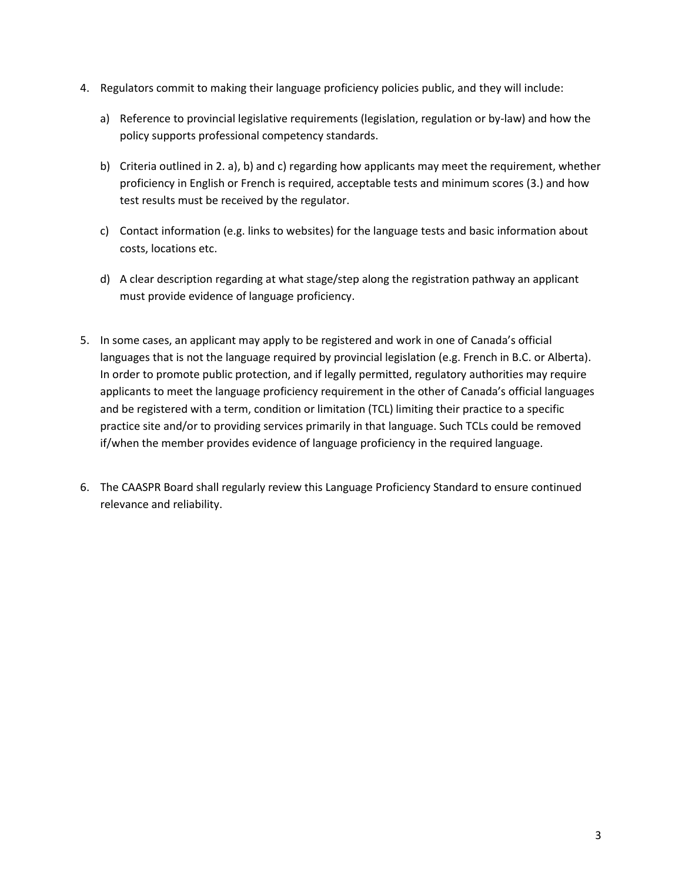4. Regulators commit to making their language proficiency policies public, and they will include:

   a) Reference to provincial legislative requirements (legislation, regulation or by-law) and how the policy supports professional competency standards.

   b) Criteria outlined in 2. a), b) and c) regarding how applicants may meet the requirement, whether proficiency in English or French is required, acceptable tests and minimum scores (3.) and how test results must be received by the regulator.

   c) Contact information (e.g. links to websites) for the language tests and basic information about costs, locations etc.

   d) A clear description regarding at what stage/step along the registration pathway an applicant must provide evidence of language proficiency.

5. In some cases, an applicant may apply to be registered and work in one of Canada's official languages that is not the language required by provincial legislation (e.g. French in B.C. or Alberta). In order to promote public protection, and if legally permitted, regulatory authorities may require applicants to meet the language proficiency requirement in the other of Canada's official languages and be registered with a term, condition or limitation (TCL) limiting their practice to a specific practice site and/or to providing services primarily in that language. Such TCLs could be removed if/when the member provides evidence of language proficiency in the required language.

6. The CAASPR Board shall regularly review this Language Proficiency Standard to ensure continued relevance and reliability.